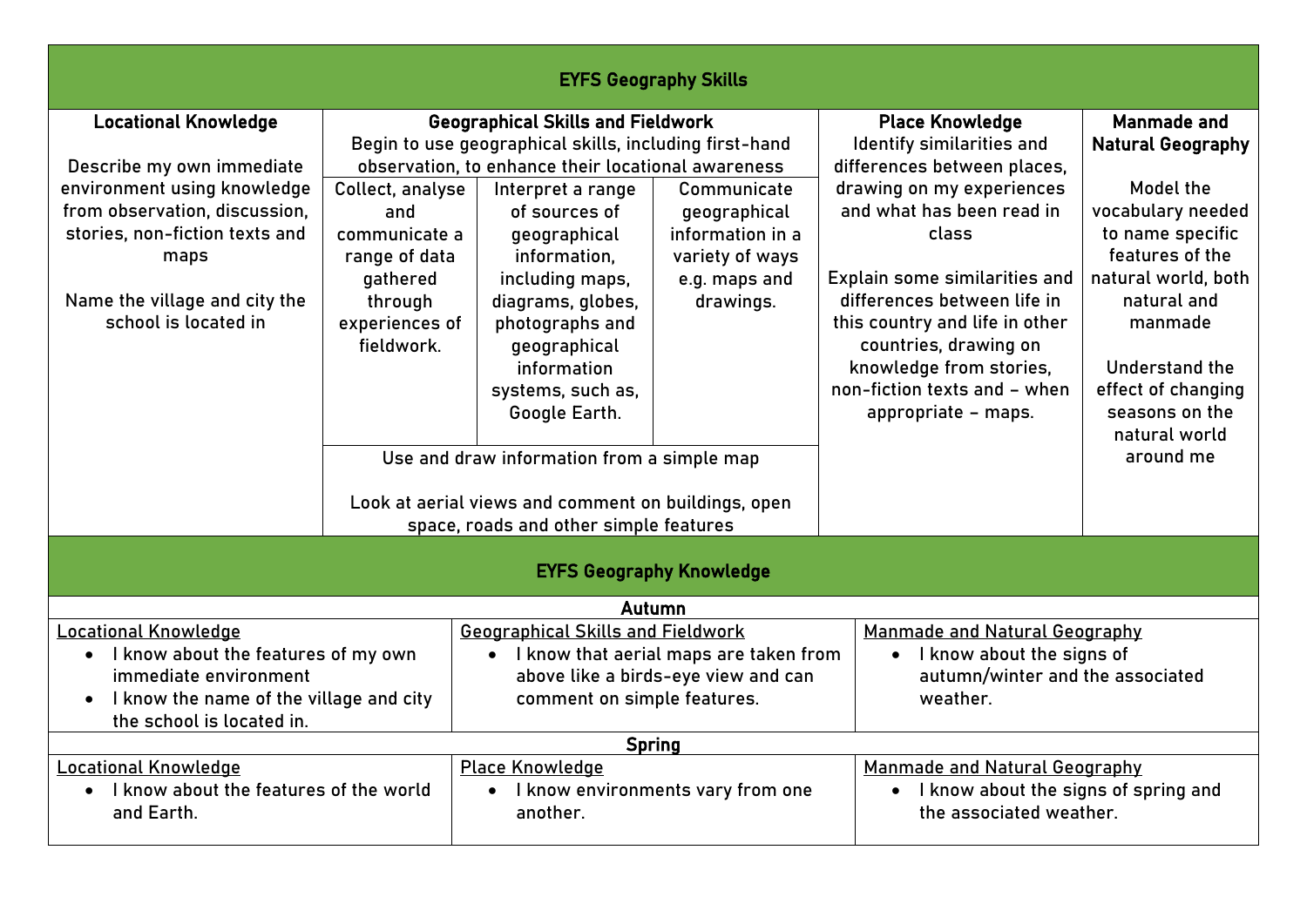## EYFS Geography Skills

| Locational Knowledge | Geographical Skills and Fieldwork | | | Place Knowledge | Manmade and Natural Geography |
|---|---|---|---|---|---|
| Describe my own immediate environment using knowledge from observation, discussion, stories, non-fiction texts and maps<br><br>Name the village and city the school is located in | Begin to use geographical skills, including first-hand observation, to enhance their locational awareness | | | Identify similarities and differences between places, drawing on my experiences and what has been read in class<br><br>Explain some similarities and differences between life in this country and life in other countries, drawing on knowledge from stories, non-fiction texts and – when appropriate – maps. | Model the vocabulary needed to name specific features of the natural world, both natural and manmade<br><br>Understand the effect of changing seasons on the natural world around me |
| | Collect, analyse and communicate a range of data gathered through experiences of fieldwork. | Interpret a range of sources of geographical information, including maps, diagrams, globes, photographs and geographical information systems, such as, Google Earth. | Communicate geographical information in a variety of ways e.g. maps and drawings. | | |
| | Use and draw information from a simple map<br><br>Look at aerial views and comment on buildings, open space, roads and other simple features | | | | |

## EYFS Geography Knowledge

| Autumn | | |
|---|---|---|
| <u>Locational Knowledge</u><br>• I know about the features of my own immediate environment<br>• I know the name of the village and city the school is located in. | <u>Geographical Skills and Fieldwork</u><br>• I know that aerial maps are taken from above like a birds-eye view and can comment on simple features. | <u>Manmade and Natural Geography</u><br>• I know about the signs of autumn/winter and the associated weather. |
| **Spring** | | |
| <u>Locational Knowledge</u><br>• I know about the features of the world and Earth. | <u>Place Knowledge</u><br>• I know environments vary from one another. | <u>Manmade and Natural Geography</u><br>• I know about the signs of spring and the associated weather. |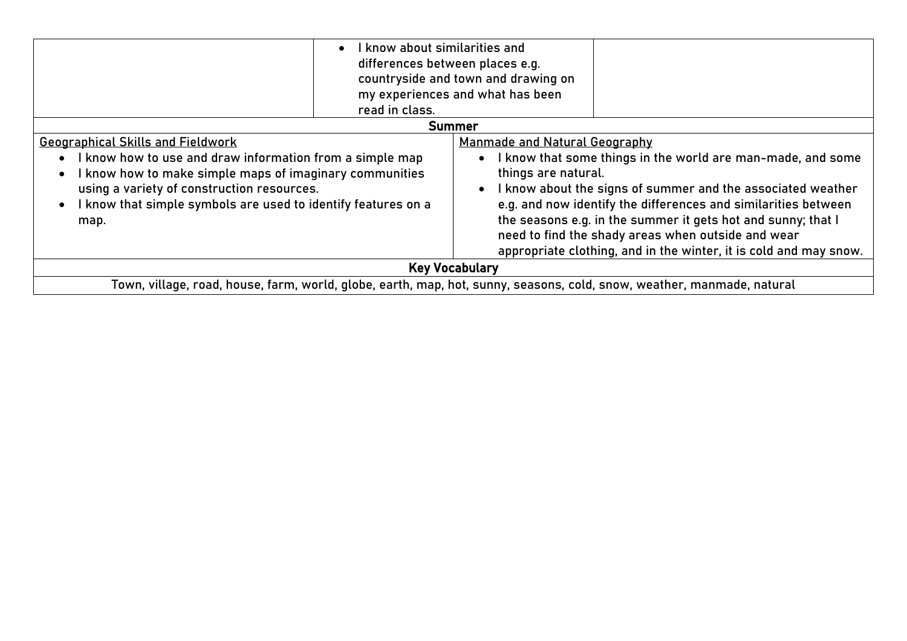| | | |
|---|---|---|
| | • I know about similarities and differences between places e.g. countryside and town and drawing on my experiences and what has been read in class. | |

| **Summer** | |
|---|---|
| <u>Geographical Skills and Fieldwork</u><br>• I know how to use and draw information from a simple map<br>• I know how to make simple maps of imaginary communities using a variety of construction resources.<br>• I know that simple symbols are used to identify features on a map. | <u>Manmade and Natural Geography</u><br>• I know that some things in the world are man-made, and some things are natural.<br>• I know about the signs of summer and the associated weather e.g. and now identify the differences and similarities between the seasons e.g. in the summer it gets hot and sunny; that I need to find the shady areas when outside and wear appropriate clothing, and in the winter, it is cold and may snow. |

| **Key Vocabulary** |
|---|
| Town, village, road, house, farm, world, globe, earth, map, hot, sunny, seasons, cold, snow, weather, manmade, natural |